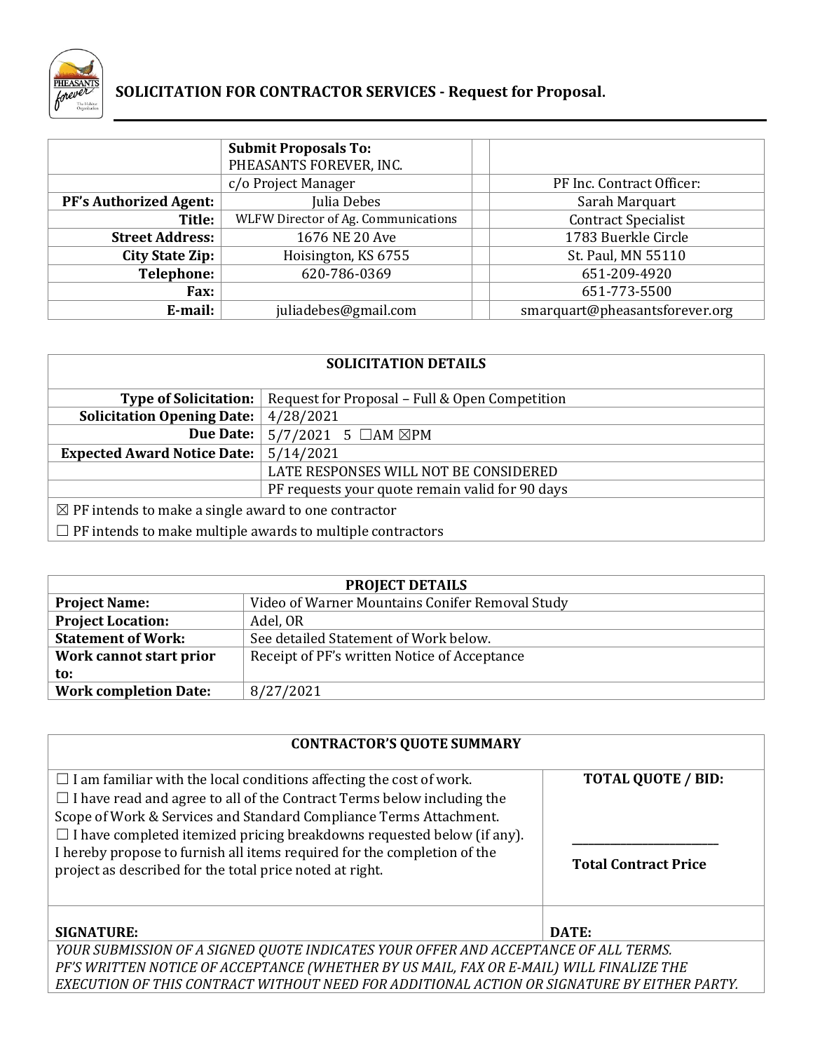## SOLICITATION FOR CONTRACTOR SERVICES - Request for Proposal.

| | **Submit Proposals To:** PHEASANTS FOREVER, INC. | | |
|---|---|---|---|
| | c/o Project Manager | | PF Inc. Contract Officer: |
| **PF's Authorized Agent:** | Julia Debes | | Sarah Marquart |
| **Title:** | WLFW Director of Ag. Communications | | Contract Specialist |
| **Street Address:** | 1676 NE 20 Ave | | 1783 Buerkle Circle |
| **City State Zip:** | Hoisington, KS 6755 | | St. Paul, MN 55110 |
| **Telephone:** | 620-786-0369 | | 651-209-4920 |
| **Fax:** | | | 651-773-5500 |
| **E-mail:** | juliadebes@gmail.com | | smarquart@pheasantsforever.org |

| **SOLICITATION DETAILS** | |
|---|---|
| **Type of Solicitation:** | Request for Proposal – Full & Open Competition |
| **Solicitation Opening Date:** | 4/28/2021 |
| **Due Date:** | 5/7/2021 5 ☐AM ☒PM |
| **Expected Award Notice Date:** | 5/14/2021 |
| | LATE RESPONSES WILL NOT BE CONSIDERED |
| | PF requests your quote remain valid for 90 days |
| ☒ PF intends to make a single award to one contractor | |
| ☐ PF intends to make multiple awards to multiple contractors | |

| **PROJECT DETAILS** | |
|---|---|
| **Project Name:** | Video of Warner Mountains Conifer Removal Study |
| **Project Location:** | Adel, OR |
| **Statement of Work:** | See detailed Statement of Work below. |
| **Work cannot start prior to:** | Receipt of PF's written Notice of Acceptance |
| **Work completion Date:** | 8/27/2021 |

| **CONTRACTOR'S QUOTE SUMMARY** | |
|---|---|
| ☐ I am familiar with the local conditions affecting the cost of work.<br>☐ I have read and agree to all of the Contract Terms below including the Scope of Work & Services and Standard Compliance Terms Attachment.<br>☐ I have completed itemized pricing breakdowns requested below (if any).<br>I hereby propose to furnish all items required for the completion of the project as described for the total price noted at right. | **TOTAL QUOTE / BID:**<br><br>\_\_\_\_\_\_\_\_\_\_\_\_\_\_\_\_\_\_\_\_<br>**Total Contract Price** |
| **SIGNATURE:** | **DATE:** |

*YOUR SUBMISSION OF A SIGNED QUOTE INDICATES YOUR OFFER AND ACCEPTANCE OF ALL TERMS. PF'S WRITTEN NOTICE OF ACCEPTANCE (WHETHER BY US MAIL, FAX OR E-MAIL) WILL FINALIZE THE EXECUTION OF THIS CONTRACT WITHOUT NEED FOR ADDITIONAL ACTION OR SIGNATURE BY EITHER PARTY.*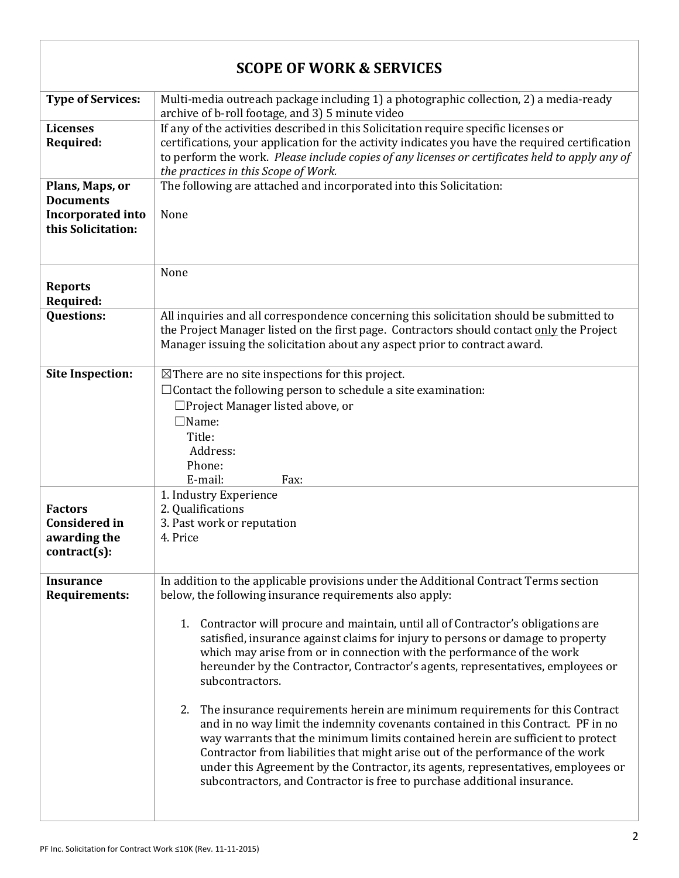## SCOPE OF WORK & SERVICES

| | |
|---|---|
| **Type of Services:** | Multi-media outreach package including 1) a photographic collection, 2) a media-ready archive of b-roll footage, and 3) 5 minute video |
| **Licenses Required:** | If any of the activities described in this Solicitation require specific licenses or certifications, your application for the activity indicates you have the required certification to perform the work. *Please include copies of any licenses or certificates held to apply any of the practices in this Scope of Work.* |
| **Plans, Maps, or Documents Incorporated into this Solicitation:** | The following are attached and incorporated into this Solicitation:<br><br>None |
| **Reports Required:** | None |
| **Questions:** | All inquiries and all correspondence concerning this solicitation should be submitted to the Project Manager listed on the first page. Contractors should contact <u>only</u> the Project Manager issuing the solicitation about any aspect prior to contract award. |
| **Site Inspection:** | ☒There are no site inspections for this project.<br>☐Contact the following person to schedule a site examination:<br>☐Project Manager listed above, or<br>☐Name:<br>Title:<br>Address:<br>Phone:<br>E-mail: Fax: |
| **Factors Considered in awarding the contract(s):** | 1. Industry Experience<br>2. Qualifications<br>3. Past work or reputation<br>4. Price |
| **Insurance Requirements:** | In addition to the applicable provisions under the Additional Contract Terms section below, the following insurance requirements also apply:<br><br>1. Contractor will procure and maintain, until all of Contractor's obligations are satisfied, insurance against claims for injury to persons or damage to property which may arise from or in connection with the performance of the work hereunder by the Contractor, Contractor's agents, representatives, employees or subcontractors.<br><br>2. The insurance requirements herein are minimum requirements for this Contract and in no way limit the indemnity covenants contained in this Contract. PF in no way warrants that the minimum limits contained herein are sufficient to protect Contractor from liabilities that might arise out of the performance of the work under this Agreement by the Contractor, its agents, representatives, employees or subcontractors, and Contractor is free to purchase additional insurance. |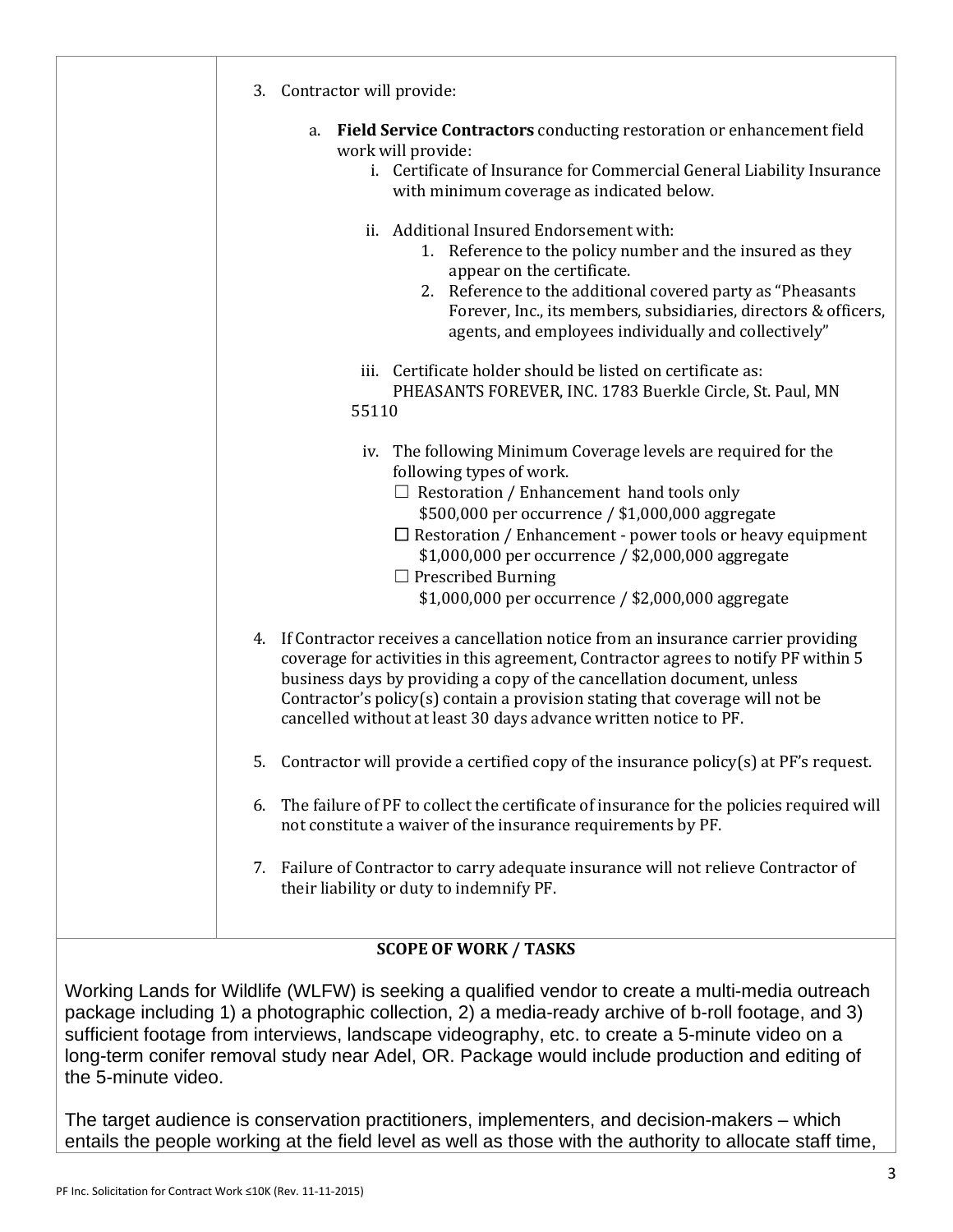3. Contractor will provide:

   a. **Field Service Contractors** conducting restoration or enhancement field work will provide:

      i. Certificate of Insurance for Commercial General Liability Insurance with minimum coverage as indicated below.

      ii. Additional Insured Endorsement with:

         1. Reference to the policy number and the insured as they appear on the certificate.
         2. Reference to the additional covered party as "Pheasants Forever, Inc., its members, subsidiaries, directors & officers, agents, and employees individually and collectively"

      iii. Certificate holder should be listed on certificate as: PHEASANTS FOREVER, INC. 1783 Buerkle Circle, St. Paul, MN 55110

      iv. The following Minimum Coverage levels are required for the following types of work.

         ☐ Restoration / Enhancement hand tools only
         $500,000 per occurrence / $1,000,000 aggregate

         ☐ Restoration / Enhancement - power tools or heavy equipment
         $1,000,000 per occurrence / $2,000,000 aggregate

         ☐ Prescribed Burning
         $1,000,000 per occurrence / $2,000,000 aggregate

4. If Contractor receives a cancellation notice from an insurance carrier providing coverage for activities in this agreement, Contractor agrees to notify PF within 5 business days by providing a copy of the cancellation document, unless Contractor's policy(s) contain a provision stating that coverage will not be cancelled without at least 30 days advance written notice to PF.

5. Contractor will provide a certified copy of the insurance policy(s) at PF's request.

6. The failure of PF to collect the certificate of insurance for the policies required will not constitute a waiver of the insurance requirements by PF.

7. Failure of Contractor to carry adequate insurance will not relieve Contractor of their liability or duty to indemnify PF.

## SCOPE OF WORK / TASKS

Working Lands for Wildlife (WLFW) is seeking a qualified vendor to create a multi-media outreach package including 1) a photographic collection, 2) a media-ready archive of b-roll footage, and 3) sufficient footage from interviews, landscape videography, etc. to create a 5-minute video on a long-term conifer removal study near Adel, OR. Package would include production and editing of the 5-minute video.

The target audience is conservation practitioners, implementers, and decision-makers – which entails the people working at the field level as well as those with the authority to allocate staff time,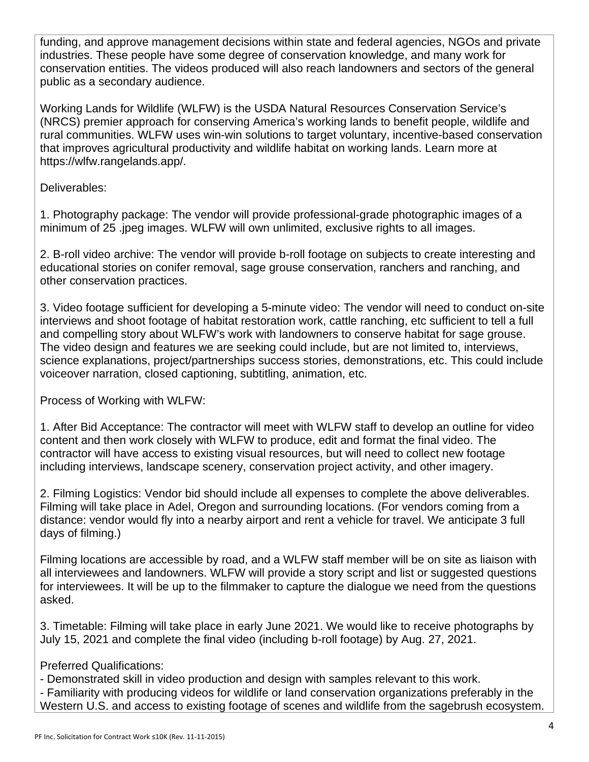funding, and approve management decisions within state and federal agencies, NGOs and private industries. These people have some degree of conservation knowledge, and many work for conservation entities. The videos produced will also reach landowners and sectors of the general public as a secondary audience.

Working Lands for Wildlife (WLFW) is the USDA Natural Resources Conservation Service's (NRCS) premier approach for conserving America's working lands to benefit people, wildlife and rural communities. WLFW uses win-win solutions to target voluntary, incentive-based conservation that improves agricultural productivity and wildlife habitat on working lands. Learn more at https://wlfw.rangelands.app/.

Deliverables:

1. Photography package: The vendor will provide professional-grade photographic images of a minimum of 25 .jpeg images. WLFW will own unlimited, exclusive rights to all images.

2. B-roll video archive: The vendor will provide b-roll footage on subjects to create interesting and educational stories on conifer removal, sage grouse conservation, ranchers and ranching, and other conservation practices.

3. Video footage sufficient for developing a 5-minute video: The vendor will need to conduct on-site interviews and shoot footage of habitat restoration work, cattle ranching, etc sufficient to tell a full and compelling story about WLFW's work with landowners to conserve habitat for sage grouse. The video design and features we are seeking could include, but are not limited to, interviews, science explanations, project/partnerships success stories, demonstrations, etc. This could include voiceover narration, closed captioning, subtitling, animation, etc.

Process of Working with WLFW:

1. After Bid Acceptance: The contractor will meet with WLFW staff to develop an outline for video content and then work closely with WLFW to produce, edit and format the final video. The contractor will have access to existing visual resources, but will need to collect new footage including interviews, landscape scenery, conservation project activity, and other imagery.

2. Filming Logistics: Vendor bid should include all expenses to complete the above deliverables. Filming will take place in Adel, Oregon and surrounding locations. (For vendors coming from a distance: vendor would fly into a nearby airport and rent a vehicle for travel. We anticipate 3 full days of filming.)

Filming locations are accessible by road, and a WLFW staff member will be on site as liaison with all interviewees and landowners. WLFW will provide a story script and list or suggested questions for interviewees. It will be up to the filmmaker to capture the dialogue we need from the questions asked.

3. Timetable: Filming will take place in early June 2021. We would like to receive photographs by July 15, 2021 and complete the final video (including b-roll footage) by Aug. 27, 2021.

Preferred Qualifications:

- Demonstrated skill in video production and design with samples relevant to this work.
- Familiarity with producing videos for wildlife or land conservation organizations preferably in the Western U.S. and access to existing footage of scenes and wildlife from the sagebrush ecosystem.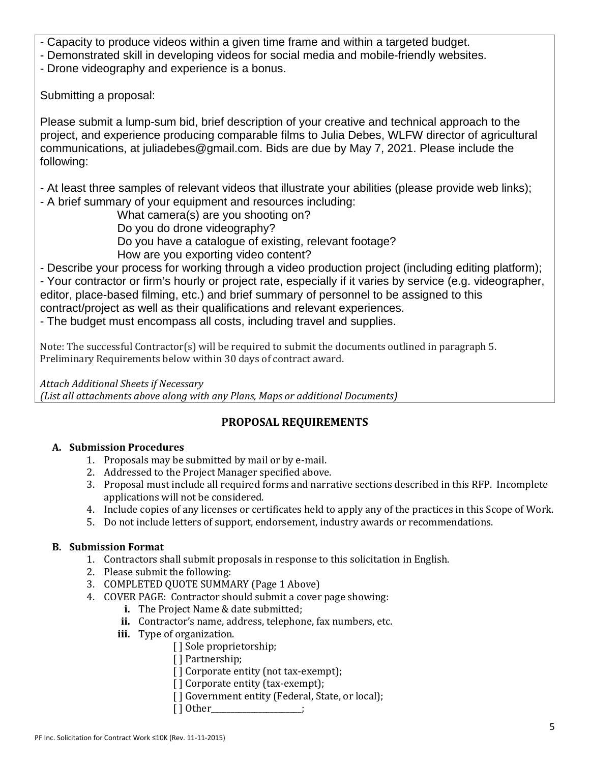- Capacity to produce videos within a given time frame and within a targeted budget.
- Demonstrated skill in developing videos for social media and mobile-friendly websites.
- Drone videography and experience is a bonus.

Submitting a proposal:

Please submit a lump-sum bid, brief description of your creative and technical approach to the project, and experience producing comparable films to Julia Debes, WLFW director of agricultural communications, at juliadebes@gmail.com. Bids are due by May 7, 2021. Please include the following:

- At least three samples of relevant videos that illustrate your abilities (please provide web links);
- A brief summary of your equipment and resources including:
  - What camera(s) are you shooting on?
  - Do you do drone videography?
  - Do you have a catalogue of existing, relevant footage?
  - How are you exporting video content?
- Describe your process for working through a video production project (including editing platform);
- Your contractor or firm's hourly or project rate, especially if it varies by service (e.g. videographer, editor, place-based filming, etc.) and brief summary of personnel to be assigned to this contract/project as well as their qualifications and relevant experiences.
- The budget must encompass all costs, including travel and supplies.

Note: The successful Contractor(s) will be required to submit the documents outlined in paragraph 5. Preliminary Requirements below within 30 days of contract award.

*Attach Additional Sheets if Necessary*
*(List all attachments above along with any Plans, Maps or additional Documents)*

## PROPOSAL REQUIREMENTS

### A. Submission Procedures

1. Proposals may be submitted by mail or by e-mail.
2. Addressed to the Project Manager specified above.
3. Proposal must include all required forms and narrative sections described in this RFP. Incomplete applications will not be considered.
4. Include copies of any licenses or certificates held to apply any of the practices in this Scope of Work.
5. Do not include letters of support, endorsement, industry awards or recommendations.

### B. Submission Format

1. Contractors shall submit proposals in response to this solicitation in English.
2. Please submit the following:
3. COMPLETED QUOTE SUMMARY (Page 1 Above)
4. COVER PAGE: Contractor should submit a cover page showing:
   - **i.** The Project Name & date submitted;
   - **ii.** Contractor's name, address, telephone, fax numbers, etc.
   - **iii.** Type of organization.
     - [ ] Sole proprietorship;
     - [ ] Partnership;
     - [ ] Corporate entity (not tax-exempt);
     - [ ] Corporate entity (tax-exempt);
     - [ ] Government entity (Federal, State, or local);
     - [ ] Other_______________________;

PF Inc. Solicitation for Contract Work ≤10K (Rev. 11-11-2015)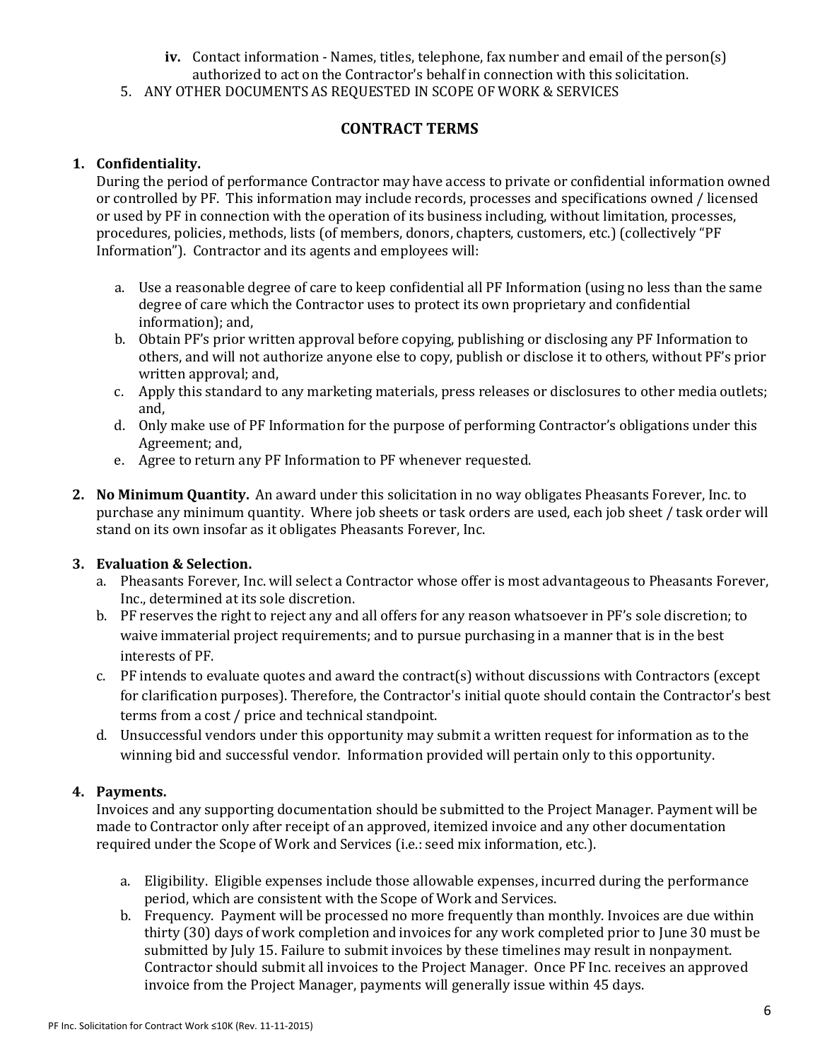- **iv.** Contact information - Names, titles, telephone, fax number and email of the person(s) authorized to act on the Contractor's behalf in connection with this solicitation.

5. ANY OTHER DOCUMENTS AS REQUESTED IN SCOPE OF WORK & SERVICES

## CONTRACT TERMS

**1. Confidentiality.**

During the period of performance Contractor may have access to private or confidential information owned or controlled by PF. This information may include records, processes and specifications owned / licensed or used by PF in connection with the operation of its business including, without limitation, processes, procedures, policies, methods, lists (of members, donors, chapters, customers, etc.) (collectively "PF Information"). Contractor and its agents and employees will:

a. Use a reasonable degree of care to keep confidential all PF Information (using no less than the same degree of care which the Contractor uses to protect its own proprietary and confidential information); and,
b. Obtain PF's prior written approval before copying, publishing or disclosing any PF Information to others, and will not authorize anyone else to copy, publish or disclose it to others, without PF's prior written approval; and,
c. Apply this standard to any marketing materials, press releases or disclosures to other media outlets; and,
d. Only make use of PF Information for the purpose of performing Contractor's obligations under this Agreement; and,
e. Agree to return any PF Information to PF whenever requested.

**2. No Minimum Quantity.** An award under this solicitation in no way obligates Pheasants Forever, Inc. to purchase any minimum quantity. Where job sheets or task orders are used, each job sheet / task order will stand on its own insofar as it obligates Pheasants Forever, Inc.

**3. Evaluation & Selection.**

a. Pheasants Forever, Inc. will select a Contractor whose offer is most advantageous to Pheasants Forever, Inc., determined at its sole discretion.
b. PF reserves the right to reject any and all offers for any reason whatsoever in PF's sole discretion; to waive immaterial project requirements; and to pursue purchasing in a manner that is in the best interests of PF.
c. PF intends to evaluate quotes and award the contract(s) without discussions with Contractors (except for clarification purposes). Therefore, the Contractor's initial quote should contain the Contractor's best terms from a cost / price and technical standpoint.
d. Unsuccessful vendors under this opportunity may submit a written request for information as to the winning bid and successful vendor. Information provided will pertain only to this opportunity.

**4. Payments.**

Invoices and any supporting documentation should be submitted to the Project Manager. Payment will be made to Contractor only after receipt of an approved, itemized invoice and any other documentation required under the Scope of Work and Services (i.e.: seed mix information, etc.).

a. Eligibility. Eligible expenses include those allowable expenses, incurred during the performance period, which are consistent with the Scope of Work and Services.
b. Frequency. Payment will be processed no more frequently than monthly. Invoices are due within thirty (30) days of work completion and invoices for any work completed prior to June 30 must be submitted by July 15. Failure to submit invoices by these timelines may result in nonpayment. Contractor should submit all invoices to the Project Manager. Once PF Inc. receives an approved invoice from the Project Manager, payments will generally issue within 45 days.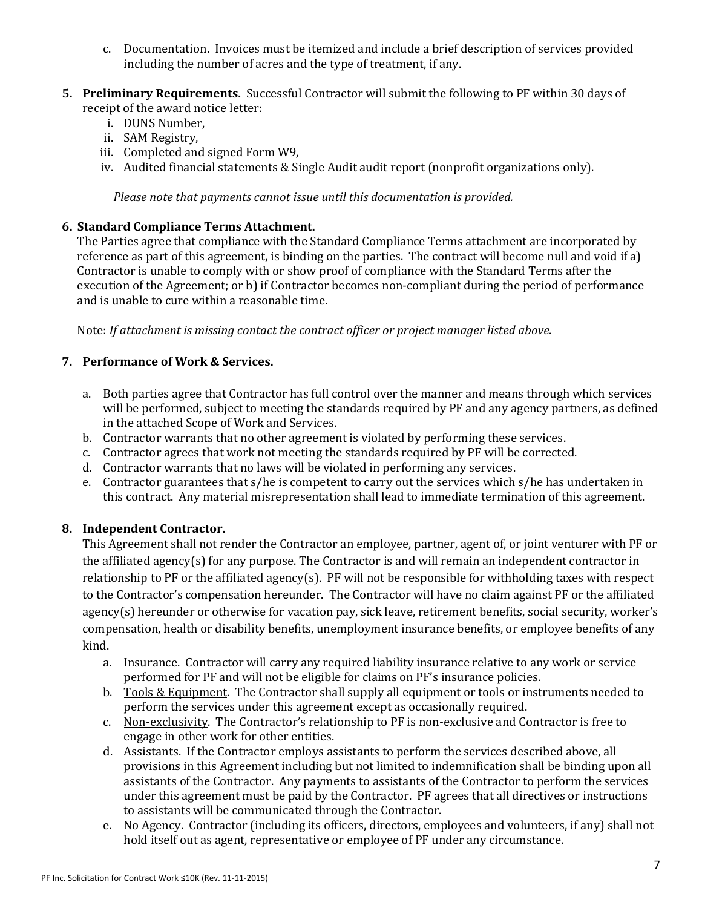c. Documentation. Invoices must be itemized and include a brief description of services provided including the number of acres and the type of treatment, if any.

**5. Preliminary Requirements.** Successful Contractor will submit the following to PF within 30 days of receipt of the award notice letter:

i. DUNS Number,
ii. SAM Registry,
iii. Completed and signed Form W9,
iv. Audited financial statements & Single Audit audit report (nonprofit organizations only).

*Please note that payments cannot issue until this documentation is provided.*

**6. Standard Compliance Terms Attachment.**

The Parties agree that compliance with the Standard Compliance Terms attachment are incorporated by reference as part of this agreement, is binding on the parties. The contract will become null and void if a) Contractor is unable to comply with or show proof of compliance with the Standard Terms after the execution of the Agreement; or b) if Contractor becomes non-compliant during the period of performance and is unable to cure within a reasonable time.

Note: *If attachment is missing contact the contract officer or project manager listed above.*

**7. Performance of Work & Services.**

a. Both parties agree that Contractor has full control over the manner and means through which services will be performed, subject to meeting the standards required by PF and any agency partners, as defined in the attached Scope of Work and Services.
b. Contractor warrants that no other agreement is violated by performing these services.
c. Contractor agrees that work not meeting the standards required by PF will be corrected.
d. Contractor warrants that no laws will be violated in performing any services.
e. Contractor guarantees that s/he is competent to carry out the services which s/he has undertaken in this contract. Any material misrepresentation shall lead to immediate termination of this agreement.

**8. Independent Contractor.**

This Agreement shall not render the Contractor an employee, partner, agent of, or joint venturer with PF or the affiliated agency(s) for any purpose. The Contractor is and will remain an independent contractor in relationship to PF or the affiliated agency(s). PF will not be responsible for withholding taxes with respect to the Contractor's compensation hereunder. The Contractor will have no claim against PF or the affiliated agency(s) hereunder or otherwise for vacation pay, sick leave, retirement benefits, social security, worker's compensation, health or disability benefits, unemployment insurance benefits, or employee benefits of any kind.

a. Insurance. Contractor will carry any required liability insurance relative to any work or service performed for PF and will not be eligible for claims on PF's insurance policies.
b. Tools & Equipment. The Contractor shall supply all equipment or tools or instruments needed to perform the services under this agreement except as occasionally required.
c. Non-exclusivity. The Contractor's relationship to PF is non-exclusive and Contractor is free to engage in other work for other entities.
d. Assistants. If the Contractor employs assistants to perform the services described above, all provisions in this Agreement including but not limited to indemnification shall be binding upon all assistants of the Contractor. Any payments to assistants of the Contractor to perform the services under this agreement must be paid by the Contractor. PF agrees that all directives or instructions to assistants will be communicated through the Contractor.
e. No Agency. Contractor (including its officers, directors, employees and volunteers, if any) shall not hold itself out as agent, representative or employee of PF under any circumstance.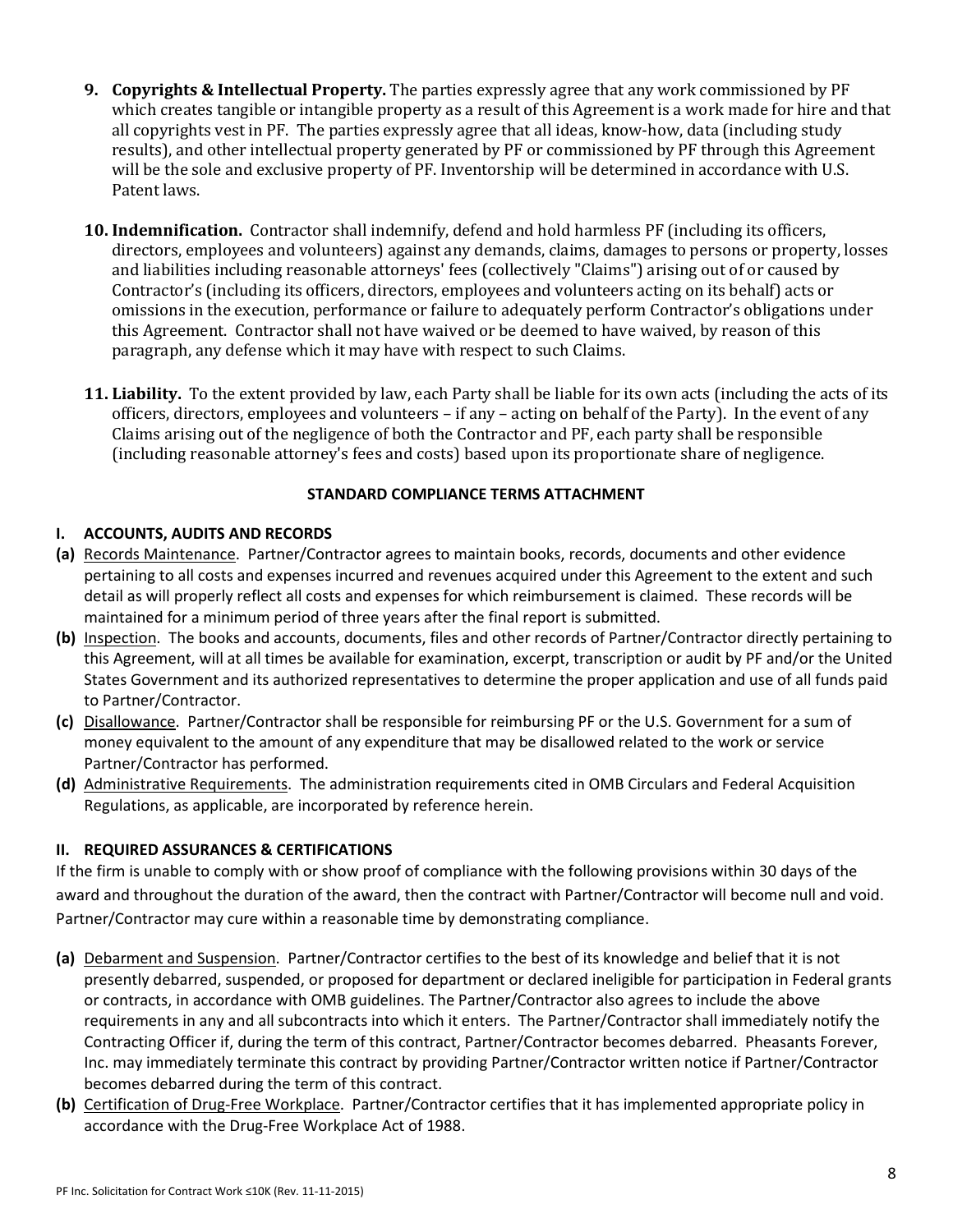9. **Copyrights & Intellectual Property.** The parties expressly agree that any work commissioned by PF which creates tangible or intangible property as a result of this Agreement is a work made for hire and that all copyrights vest in PF. The parties expressly agree that all ideas, know-how, data (including study results), and other intellectual property generated by PF or commissioned by PF through this Agreement will be the sole and exclusive property of PF. Inventorship will be determined in accordance with U.S. Patent laws.

10. **Indemnification.** Contractor shall indemnify, defend and hold harmless PF (including its officers, directors, employees and volunteers) against any demands, claims, damages to persons or property, losses and liabilities including reasonable attorneys' fees (collectively "Claims") arising out of or caused by Contractor's (including its officers, directors, employees and volunteers acting on its behalf) acts or omissions in the execution, performance or failure to adequately perform Contractor's obligations under this Agreement. Contractor shall not have waived or be deemed to have waived, by reason of this paragraph, any defense which it may have with respect to such Claims.

11. **Liability.** To the extent provided by law, each Party shall be liable for its own acts (including the acts of its officers, directors, employees and volunteers – if any – acting on behalf of the Party). In the event of any Claims arising out of the negligence of both the Contractor and PF, each party shall be responsible (including reasonable attorney's fees and costs) based upon its proportionate share of negligence.

## STANDARD COMPLIANCE TERMS ATTACHMENT

### I. ACCOUNTS, AUDITS AND RECORDS

**(a)** Records Maintenance. Partner/Contractor agrees to maintain books, records, documents and other evidence pertaining to all costs and expenses incurred and revenues acquired under this Agreement to the extent and such detail as will properly reflect all costs and expenses for which reimbursement is claimed. These records will be maintained for a minimum period of three years after the final report is submitted.

**(b)** Inspection. The books and accounts, documents, files and other records of Partner/Contractor directly pertaining to this Agreement, will at all times be available for examination, excerpt, transcription or audit by PF and/or the United States Government and its authorized representatives to determine the proper application and use of all funds paid to Partner/Contractor.

**(c)** Disallowance. Partner/Contractor shall be responsible for reimbursing PF or the U.S. Government for a sum of money equivalent to the amount of any expenditure that may be disallowed related to the work or service Partner/Contractor has performed.

**(d)** Administrative Requirements. The administration requirements cited in OMB Circulars and Federal Acquisition Regulations, as applicable, are incorporated by reference herein.

### II. REQUIRED ASSURANCES & CERTIFICATIONS

If the firm is unable to comply with or show proof of compliance with the following provisions within 30 days of the award and throughout the duration of the award, then the contract with Partner/Contractor will become null and void. Partner/Contractor may cure within a reasonable time by demonstrating compliance.

**(a)** Debarment and Suspension. Partner/Contractor certifies to the best of its knowledge and belief that it is not presently debarred, suspended, or proposed for department or declared ineligible for participation in Federal grants or contracts, in accordance with OMB guidelines. The Partner/Contractor also agrees to include the above requirements in any and all subcontracts into which it enters. The Partner/Contractor shall immediately notify the Contracting Officer if, during the term of this contract, Partner/Contractor becomes debarred. Pheasants Forever, Inc. may immediately terminate this contract by providing Partner/Contractor written notice if Partner/Contractor becomes debarred during the term of this contract.

**(b)** Certification of Drug-Free Workplace. Partner/Contractor certifies that it has implemented appropriate policy in accordance with the Drug-Free Workplace Act of 1988.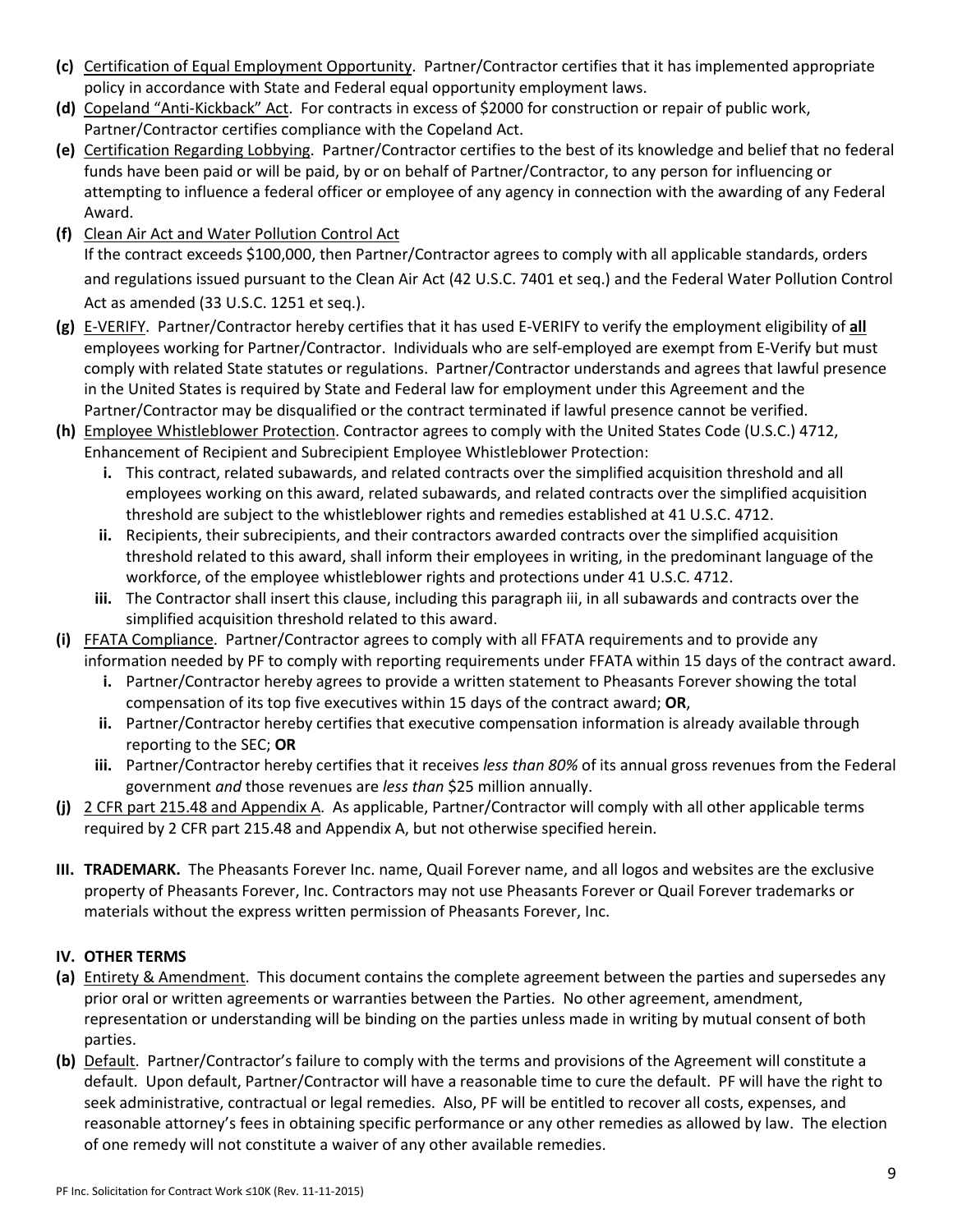**(c)** Certification of Equal Employment Opportunity. Partner/Contractor certifies that it has implemented appropriate policy in accordance with State and Federal equal opportunity employment laws.

**(d)** Copeland "Anti-Kickback" Act. For contracts in excess of $2000 for construction or repair of public work, Partner/Contractor certifies compliance with the Copeland Act.

**(e)** Certification Regarding Lobbying. Partner/Contractor certifies to the best of its knowledge and belief that no federal funds have been paid or will be paid, by or on behalf of Partner/Contractor, to any person for influencing or attempting to influence a federal officer or employee of any agency in connection with the awarding of any Federal Award.

**(f)** Clean Air Act and Water Pollution Control Act
If the contract exceeds $100,000, then Partner/Contractor agrees to comply with all applicable standards, orders and regulations issued pursuant to the Clean Air Act (42 U.S.C. 7401 et seq.) and the Federal Water Pollution Control Act as amended (33 U.S.C. 1251 et seq.).

**(g)** E-VERIFY. Partner/Contractor hereby certifies that it has used E-VERIFY to verify the employment eligibility of **all** employees working for Partner/Contractor. Individuals who are self-employed are exempt from E-Verify but must comply with related State statutes or regulations. Partner/Contractor understands and agrees that lawful presence in the United States is required by State and Federal law for employment under this Agreement and the Partner/Contractor may be disqualified or the contract terminated if lawful presence cannot be verified.

**(h)** Employee Whistleblower Protection. Contractor agrees to comply with the United States Code (U.S.C.) 4712, Enhancement of Recipient and Subrecipient Employee Whistleblower Protection:

- **i.** This contract, related subawards, and related contracts over the simplified acquisition threshold and all employees working on this award, related subawards, and related contracts over the simplified acquisition threshold are subject to the whistleblower rights and remedies established at 41 U.S.C. 4712.
- **ii.** Recipients, their subrecipients, and their contractors awarded contracts over the simplified acquisition threshold related to this award, shall inform their employees in writing, in the predominant language of the workforce, of the employee whistleblower rights and protections under 41 U.S.C. 4712.
- **iii.** The Contractor shall insert this clause, including this paragraph iii, in all subawards and contracts over the simplified acquisition threshold related to this award.

**(i)** FFATA Compliance. Partner/Contractor agrees to comply with all FFATA requirements and to provide any information needed by PF to comply with reporting requirements under FFATA within 15 days of the contract award.

- **i.** Partner/Contractor hereby agrees to provide a written statement to Pheasants Forever showing the total compensation of its top five executives within 15 days of the contract award; **OR**,
- **ii.** Partner/Contractor hereby certifies that executive compensation information is already available through reporting to the SEC; **OR**
- **iii.** Partner/Contractor hereby certifies that it receives *less than 80%* of its annual gross revenues from the Federal government *and* those revenues are *less than* $25 million annually.

**(j)** 2 CFR part 215.48 and Appendix A. As applicable, Partner/Contractor will comply with all other applicable terms required by 2 CFR part 215.48 and Appendix A, but not otherwise specified herein.

**III. TRADEMARK.** The Pheasants Forever Inc. name, Quail Forever name, and all logos and websites are the exclusive property of Pheasants Forever, Inc. Contractors may not use Pheasants Forever or Quail Forever trademarks or materials without the express written permission of Pheasants Forever, Inc.

## IV. OTHER TERMS

**(a)** Entirety & Amendment. This document contains the complete agreement between the parties and supersedes any prior oral or written agreements or warranties between the Parties. No other agreement, amendment, representation or understanding will be binding on the parties unless made in writing by mutual consent of both parties.

**(b)** Default. Partner/Contractor's failure to comply with the terms and provisions of the Agreement will constitute a default. Upon default, Partner/Contractor will have a reasonable time to cure the default. PF will have the right to seek administrative, contractual or legal remedies. Also, PF will be entitled to recover all costs, expenses, and reasonable attorney's fees in obtaining specific performance or any other remedies as allowed by law. The election of one remedy will not constitute a waiver of any other available remedies.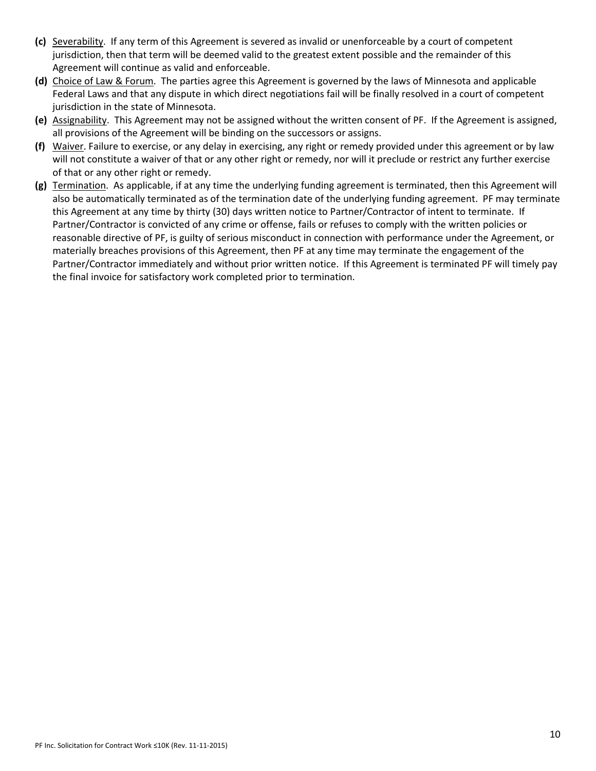**(c)** Severability. If any term of this Agreement is severed as invalid or unenforceable by a court of competent jurisdiction, then that term will be deemed valid to the greatest extent possible and the remainder of this Agreement will continue as valid and enforceable.

**(d)** Choice of Law & Forum. The parties agree this Agreement is governed by the laws of Minnesota and applicable Federal Laws and that any dispute in which direct negotiations fail will be finally resolved in a court of competent jurisdiction in the state of Minnesota.

**(e)** Assignability. This Agreement may not be assigned without the written consent of PF. If the Agreement is assigned, all provisions of the Agreement will be binding on the successors or assigns.

**(f)** Waiver. Failure to exercise, or any delay in exercising, any right or remedy provided under this agreement or by law will not constitute a waiver of that or any other right or remedy, nor will it preclude or restrict any further exercise of that or any other right or remedy.

**(g)** Termination. As applicable, if at any time the underlying funding agreement is terminated, then this Agreement will also be automatically terminated as of the termination date of the underlying funding agreement. PF may terminate this Agreement at any time by thirty (30) days written notice to Partner/Contractor of intent to terminate. If Partner/Contractor is convicted of any crime or offense, fails or refuses to comply with the written policies or reasonable directive of PF, is guilty of serious misconduct in connection with performance under the Agreement, or materially breaches provisions of this Agreement, then PF at any time may terminate the engagement of the Partner/Contractor immediately and without prior written notice. If this Agreement is terminated PF will timely pay the final invoice for satisfactory work completed prior to termination.